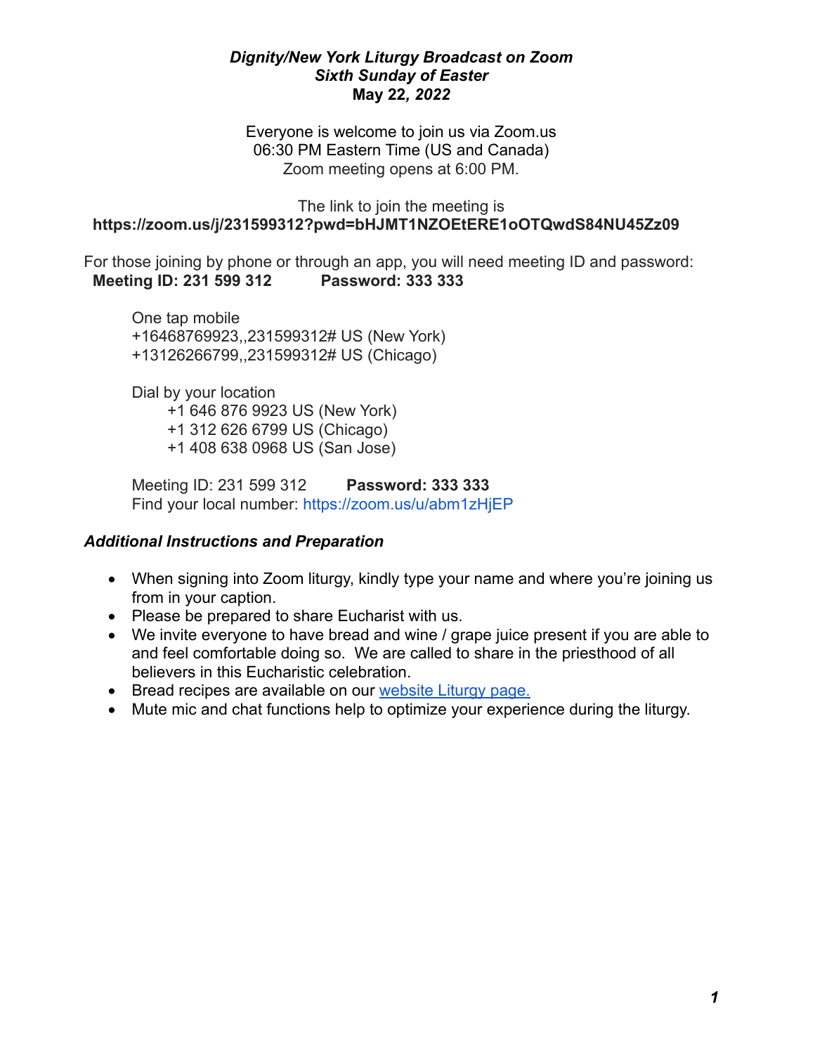***Dignity/New York Liturgy Broadcast on Zoom***
***Sixth Sunday of Easter***
**May 22*, 2022***

Everyone is welcome to join us via Zoom.us
06:30 PM Eastern Time (US and Canada)
Zoom meeting opens at 6:00 PM.

The link to join the meeting is
**https://zoom.us/j/231599312?pwd=bHJMT1NZOEtERE1oOTQwdS84NU45Zz09**

For those joining by phone or through an app, you will need meeting ID and password:
**Meeting ID: 231 599 312** **Password: 333 333**

One tap mobile
+16468769923,,231599312# US (New York)
+13126266799,,231599312# US (Chicago)

Dial by your location
+1 646 876 9923 US (New York)
+1 312 626 6799 US (Chicago)
+1 408 638 0968 US (San Jose)

Meeting ID: 231 599 312 **Password: 333 333**
Find your local number: https://zoom.us/u/abm1zHjEP

***Additional Instructions and Preparation***

- When signing into Zoom liturgy, kindly type your name and where you're joining us from in your caption.
- Please be prepared to share Eucharist with us.
- We invite everyone to have bread and wine / grape juice present if you are able to and feel comfortable doing so. We are called to share in the priesthood of all believers in this Eucharistic celebration.
- Bread recipes are available on our website Liturgy page.
- Mute mic and chat functions help to optimize your experience during the liturgy.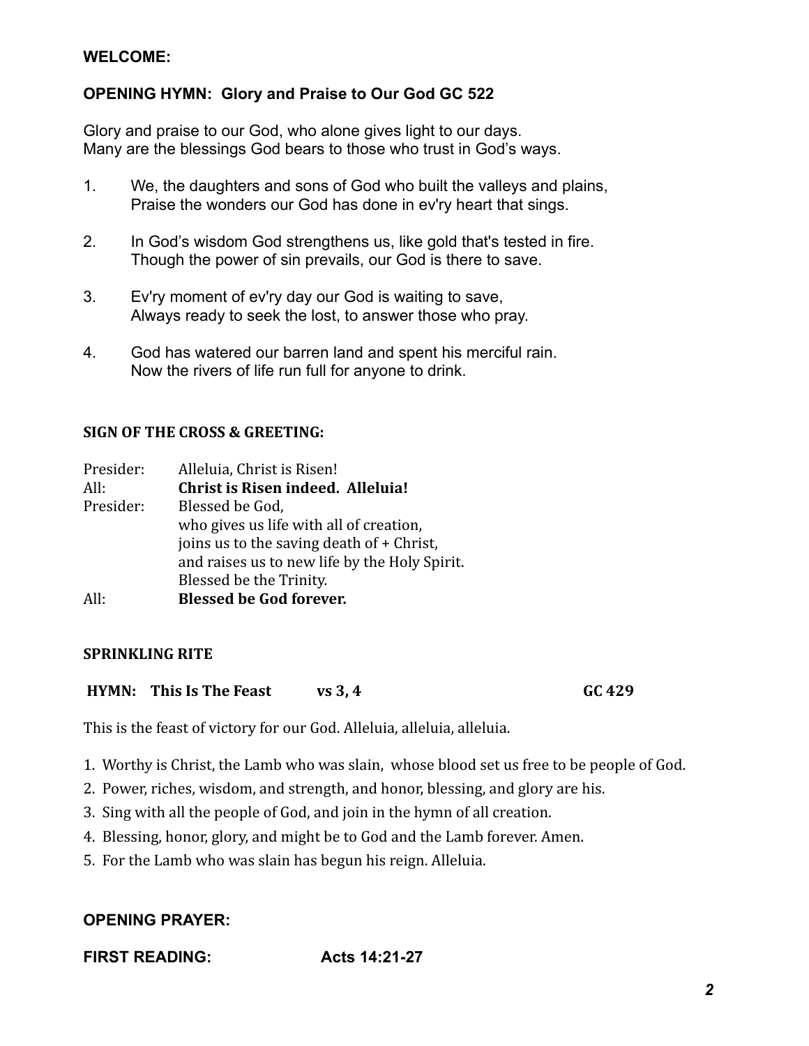**WELCOME:**

**OPENING HYMN: Glory and Praise to Our God GC 522**

Glory and praise to our God, who alone gives light to our days.
Many are the blessings God bears to those who trust in God's ways.

1. We, the daughters and sons of God who built the valleys and plains,
   Praise the wonders our God has done in ev'ry heart that sings.

2. In God's wisdom God strengthens us, like gold that's tested in fire.
   Though the power of sin prevails, our God is there to save.

3. Ev'ry moment of ev'ry day our God is waiting to save,
   Always ready to seek the lost, to answer those who pray.

4. God has watered our barren land and spent his merciful rain.
   Now the rivers of life run full for anyone to drink.

**SIGN OF THE CROSS & GREETING:**

Presider: Alleluia, Christ is Risen!
All: **Christ is Risen indeed. Alleluia!**
Presider: Blessed be God,
who gives us life with all of creation,
joins us to the saving death of + Christ,
and raises us to new life by the Holy Spirit.
Blessed be the Trinity.
All: **Blessed be God forever.**

**SPRINKLING RITE**

**HYMN: This Is The Feast vs 3, 4 GC 429**

This is the feast of victory for our God. Alleluia, alleluia, alleluia.

1. Worthy is Christ, the Lamb who was slain, whose blood set us free to be people of God.
2. Power, riches, wisdom, and strength, and honor, blessing, and glory are his.
3. Sing with all the people of God, and join in the hymn of all creation.
4. Blessing, honor, glory, and might be to God and the Lamb forever. Amen.
5. For the Lamb who was slain has begun his reign. Alleluia.

**OPENING PRAYER:**

**FIRST READING: Acts 14:21-27**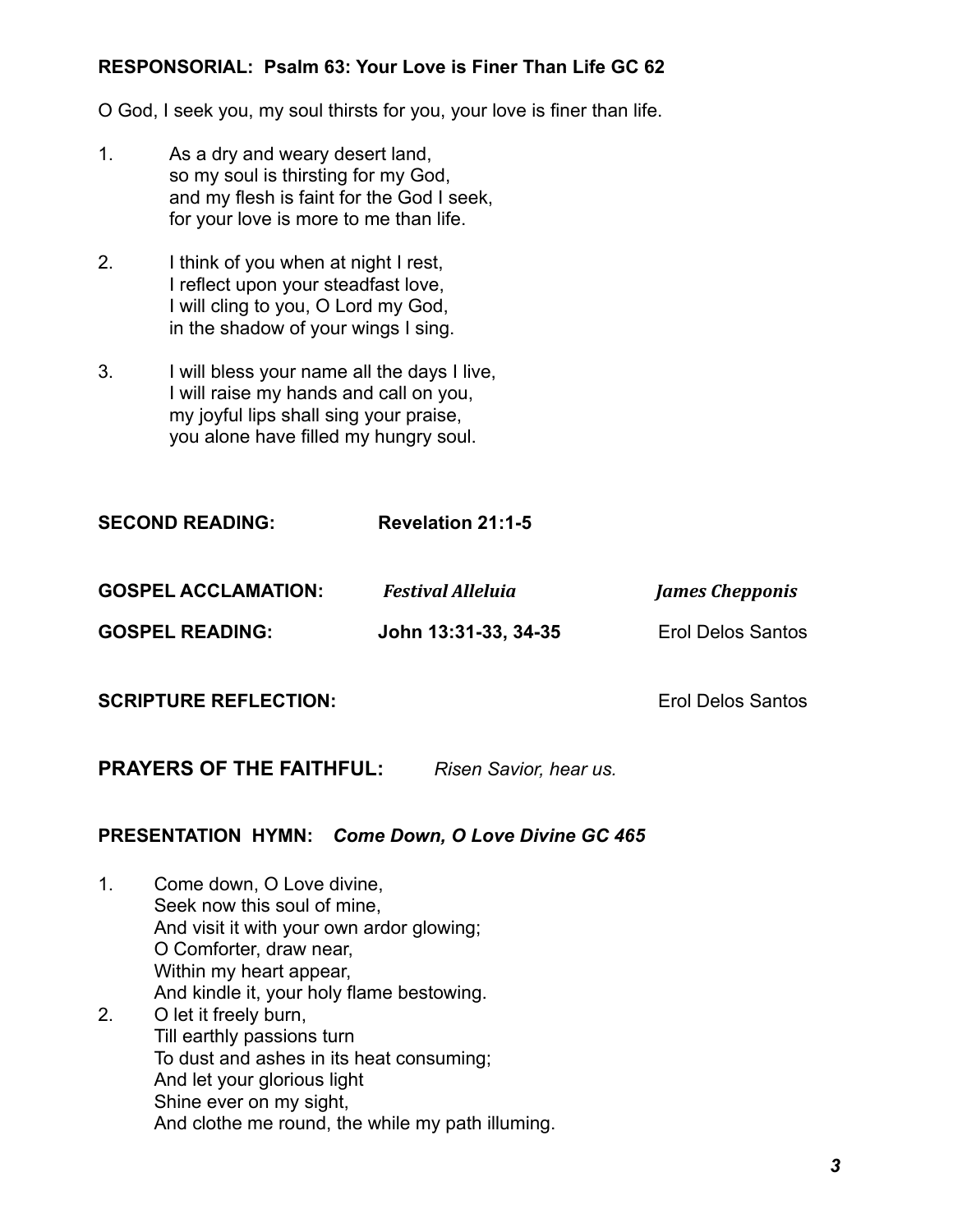**RESPONSORIAL: Psalm 63: Your Love is Finer Than Life GC 62**

O God, I seek you, my soul thirsts for you, your love is finer than life.

1. As a dry and weary desert land,
   so my soul is thirsting for my God,
   and my flesh is faint for the God I seek,
   for your love is more to me than life.

2. I think of you when at night I rest,
   I reflect upon your steadfast love,
   I will cling to you, O Lord my God,
   in the shadow of your wings I sing.

3. I will bless your name all the days I live,
   I will raise my hands and call on you,
   my joyful lips shall sing your praise,
   you alone have filled my hungry soul.

**SECOND READING:** **Revelation 21:1-5**

**GOSPEL ACCLAMATION:** ***Festival Alleluia*** ***James Chepponis***

**GOSPEL READING:** **John 13:31-33, 34-35** Erol Delos Santos

**SCRIPTURE REFLECTION:** Erol Delos Santos

**PRAYERS OF THE FAITHFUL:** *Risen Savior, hear us.*

**PRESENTATION HYMN:** ***Come Down, O Love Divine GC 465***

1. Come down, O Love divine,
   Seek now this soul of mine,
   And visit it with your own ardor glowing;
   O Comforter, draw near,
   Within my heart appear,
   And kindle it, your holy flame bestowing.
2. O let it freely burn,
   Till earthly passions turn
   To dust and ashes in its heat consuming;
   And let your glorious light
   Shine ever on my sight,
   And clothe me round, the while my path illuming.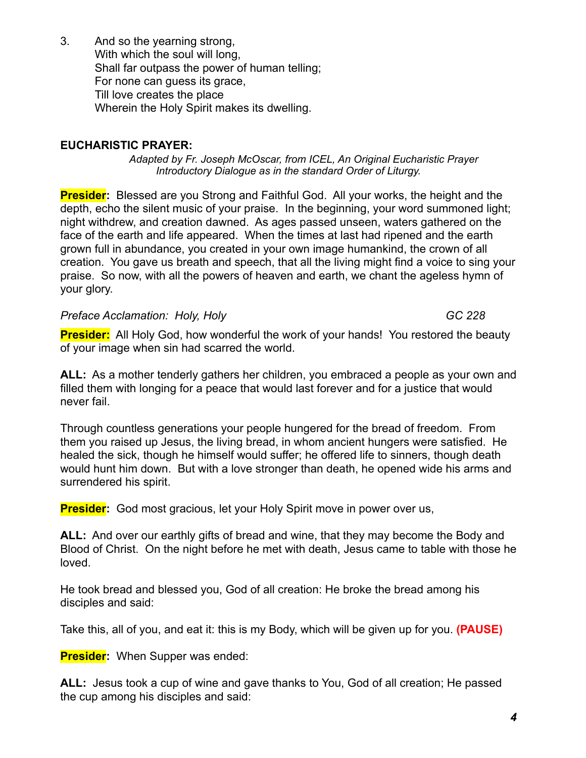3. And so the yearning strong,
   With which the soul will long,
   Shall far outpass the power of human telling;
   For none can guess its grace,
   Till love creates the place
   Wherein the Holy Spirit makes its dwelling.

**EUCHARISTIC PRAYER:**

*Adapted by Fr. Joseph McOscar, from ICEL, An Original Eucharistic Prayer*
*Introductory Dialogue as in the standard Order of Liturgy.*

**Presider:** Blessed are you Strong and Faithful God. All your works, the height and the depth, echo the silent music of your praise. In the beginning, your word summoned light; night withdrew, and creation dawned. As ages passed unseen, waters gathered on the face of the earth and life appeared. When the times at last had ripened and the earth grown full in abundance, you created in your own image humankind, the crown of all creation. You gave us breath and speech, that all the living might find a voice to sing your praise. So now, with all the powers of heaven and earth, we chant the ageless hymn of your glory.

*Preface Acclamation: Holy, Holy* *GC 228*

**Presider:** All Holy God, how wonderful the work of your hands! You restored the beauty of your image when sin had scarred the world.

**ALL:** As a mother tenderly gathers her children, you embraced a people as your own and filled them with longing for a peace that would last forever and for a justice that would never fail.

Through countless generations your people hungered for the bread of freedom. From them you raised up Jesus, the living bread, in whom ancient hungers were satisfied. He healed the sick, though he himself would suffer; he offered life to sinners, though death would hunt him down. But with a love stronger than death, he opened wide his arms and surrendered his spirit.

**Presider:** God most gracious, let your Holy Spirit move in power over us,

**ALL:** And over our earthly gifts of bread and wine, that they may become the Body and Blood of Christ. On the night before he met with death, Jesus came to table with those he loved.

He took bread and blessed you, God of all creation: He broke the bread among his disciples and said:

Take this, all of you, and eat it: this is my Body, which will be given up for you. **(PAUSE)**

**Presider:** When Supper was ended:

**ALL:** Jesus took a cup of wine and gave thanks to You, God of all creation; He passed the cup among his disciples and said: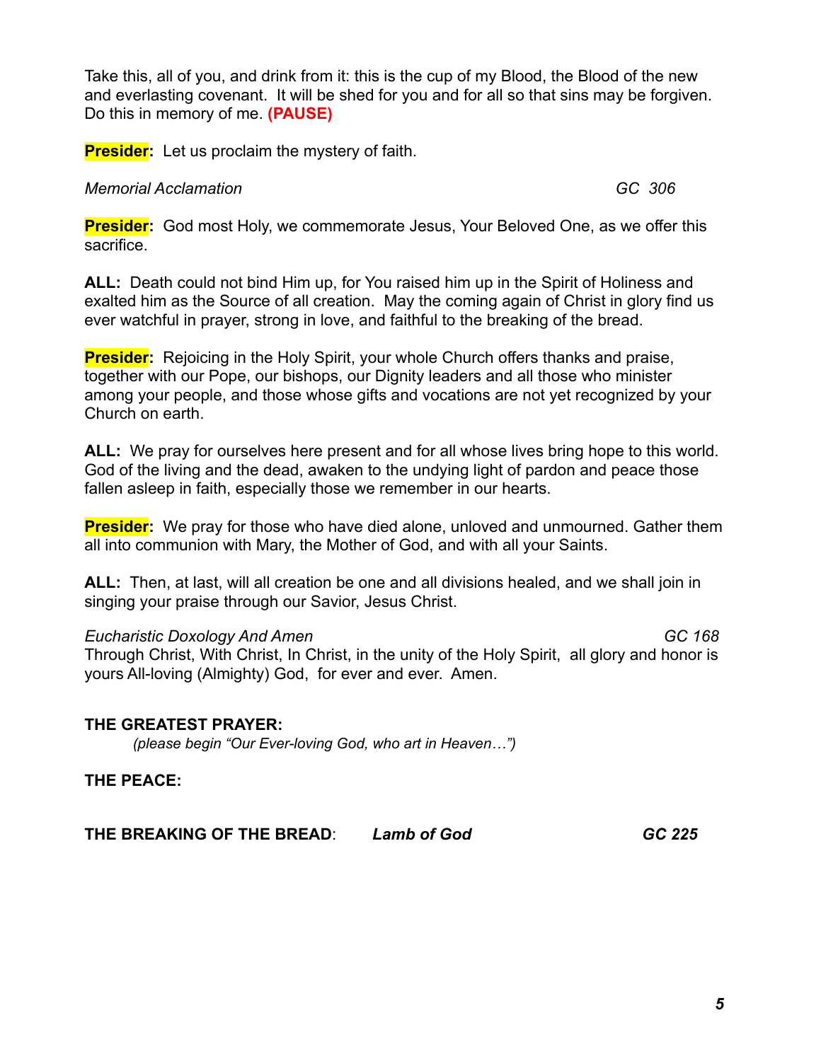Take this, all of you, and drink from it: this is the cup of my Blood, the Blood of the new and everlasting covenant. It will be shed for you and for all so that sins may be forgiven. Do this in memory of me. **(PAUSE)**

**Presider:** Let us proclaim the mystery of faith.

*Memorial Acclamation* *GC 306*

**Presider:** God most Holy, we commemorate Jesus, Your Beloved One, as we offer this sacrifice.

**ALL:** Death could not bind Him up, for You raised him up in the Spirit of Holiness and exalted him as the Source of all creation. May the coming again of Christ in glory find us ever watchful in prayer, strong in love, and faithful to the breaking of the bread.

**Presider:** Rejoicing in the Holy Spirit, your whole Church offers thanks and praise, together with our Pope, our bishops, our Dignity leaders and all those who minister among your people, and those whose gifts and vocations are not yet recognized by your Church on earth.

**ALL:** We pray for ourselves here present and for all whose lives bring hope to this world. God of the living and the dead, awaken to the undying light of pardon and peace those fallen asleep in faith, especially those we remember in our hearts.

**Presider:** We pray for those who have died alone, unloved and unmourned. Gather them all into communion with Mary, the Mother of God, and with all your Saints.

**ALL:** Then, at last, will all creation be one and all divisions healed, and we shall join in singing your praise through our Savior, Jesus Christ.

*Eucharistic Doxology And Amen* *GC 168*
Through Christ, With Christ, In Christ, in the unity of the Holy Spirit, all glory and honor is yours All-loving (Almighty) God, for ever and ever. Amen.

**THE GREATEST PRAYER:**
*(please begin "Our Ever-loving God, who art in Heaven…")*

**THE PEACE:**

**THE BREAKING OF THE BREAD**: ***Lamb of God*** ***GC 225***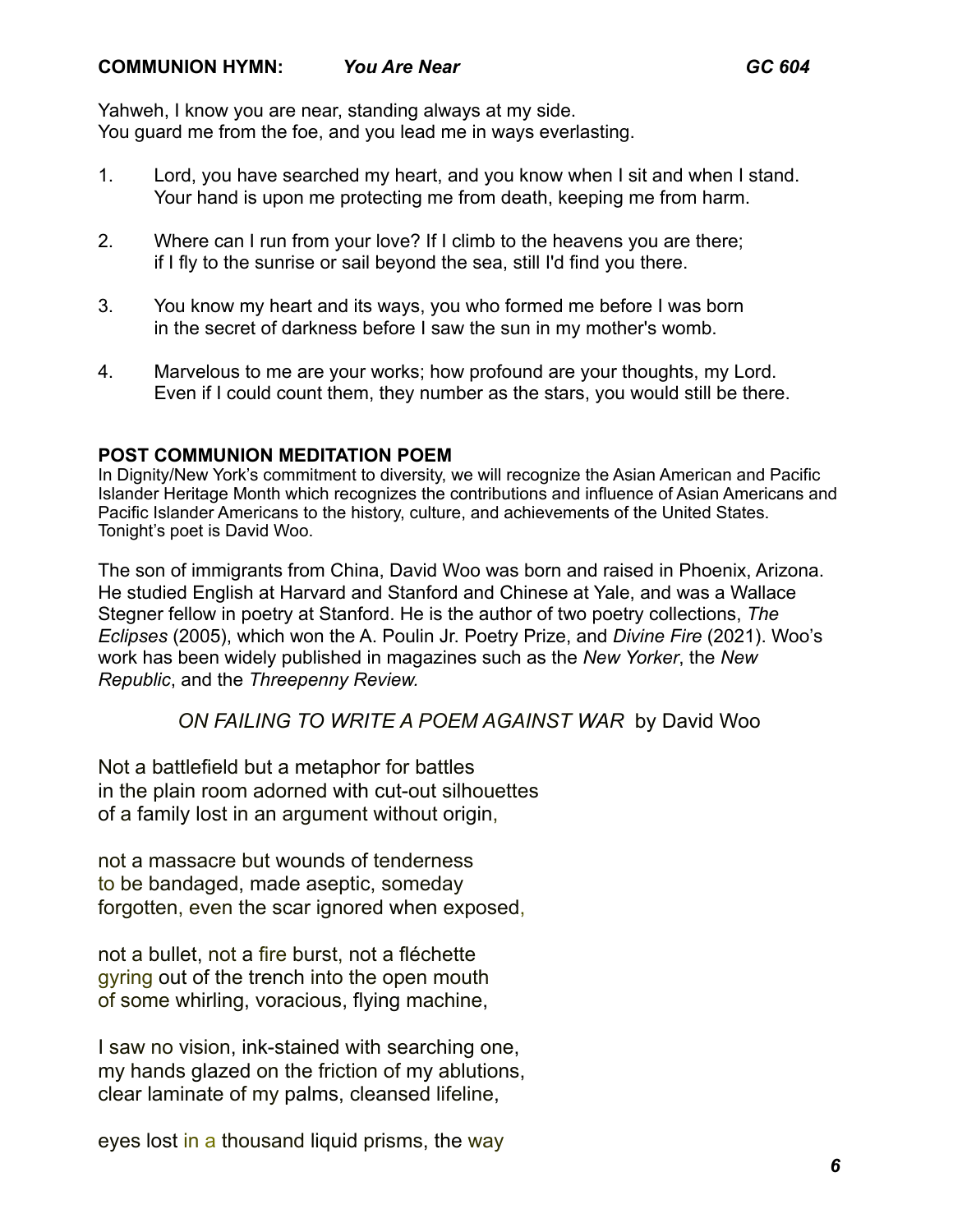**COMMUNION HYMN:** ***You Are Near*** ***GC 604***

Yahweh, I know you are near, standing always at my side.
You guard me from the foe, and you lead me in ways everlasting.

1. Lord, you have searched my heart, and you know when I sit and when I stand.
   Your hand is upon me protecting me from death, keeping me from harm.

2. Where can I run from your love? If I climb to the heavens you are there;
   if I fly to the sunrise or sail beyond the sea, still I'd find you there.

3. You know my heart and its ways, you who formed me before I was born
   in the secret of darkness before I saw the sun in my mother's womb.

4. Marvelous to me are your works; how profound are your thoughts, my Lord.
   Even if I could count them, they number as the stars, you would still be there.

**POST COMMUNION MEDITATION POEM**

In Dignity/New York's commitment to diversity, we will recognize the Asian American and Pacific Islander Heritage Month which recognizes the contributions and influence of Asian Americans and Pacific Islander Americans to the history, culture, and achievements of the United States. Tonight's poet is David Woo.

The son of immigrants from China, David Woo was born and raised in Phoenix, Arizona. He studied English at Harvard and Stanford and Chinese at Yale, and was a Wallace Stegner fellow in poetry at Stanford. He is the author of two poetry collections, *The Eclipses* (2005), which won the A. Poulin Jr. Poetry Prize, and *Divine Fire* (2021). Woo's work has been widely published in magazines such as the *New Yorker*, the *New Republic*, and the *Threepenny Review.*

*ON FAILING TO WRITE A POEM AGAINST WAR* by David Woo

Not a battlefield but a metaphor for battles
in the plain room adorned with cut-out silhouettes
of a family lost in an argument without origin,

not a massacre but wounds of tenderness
to be bandaged, made aseptic, someday
forgotten, even the scar ignored when exposed,

not a bullet, not a fire burst, not a fléchette
gyring out of the trench into the open mouth
of some whirling, voracious, flying machine,

I saw no vision, ink-stained with searching one,
my hands glazed on the friction of my ablutions,
clear laminate of my palms, cleansed lifeline,

eyes lost in a thousand liquid prisms, the way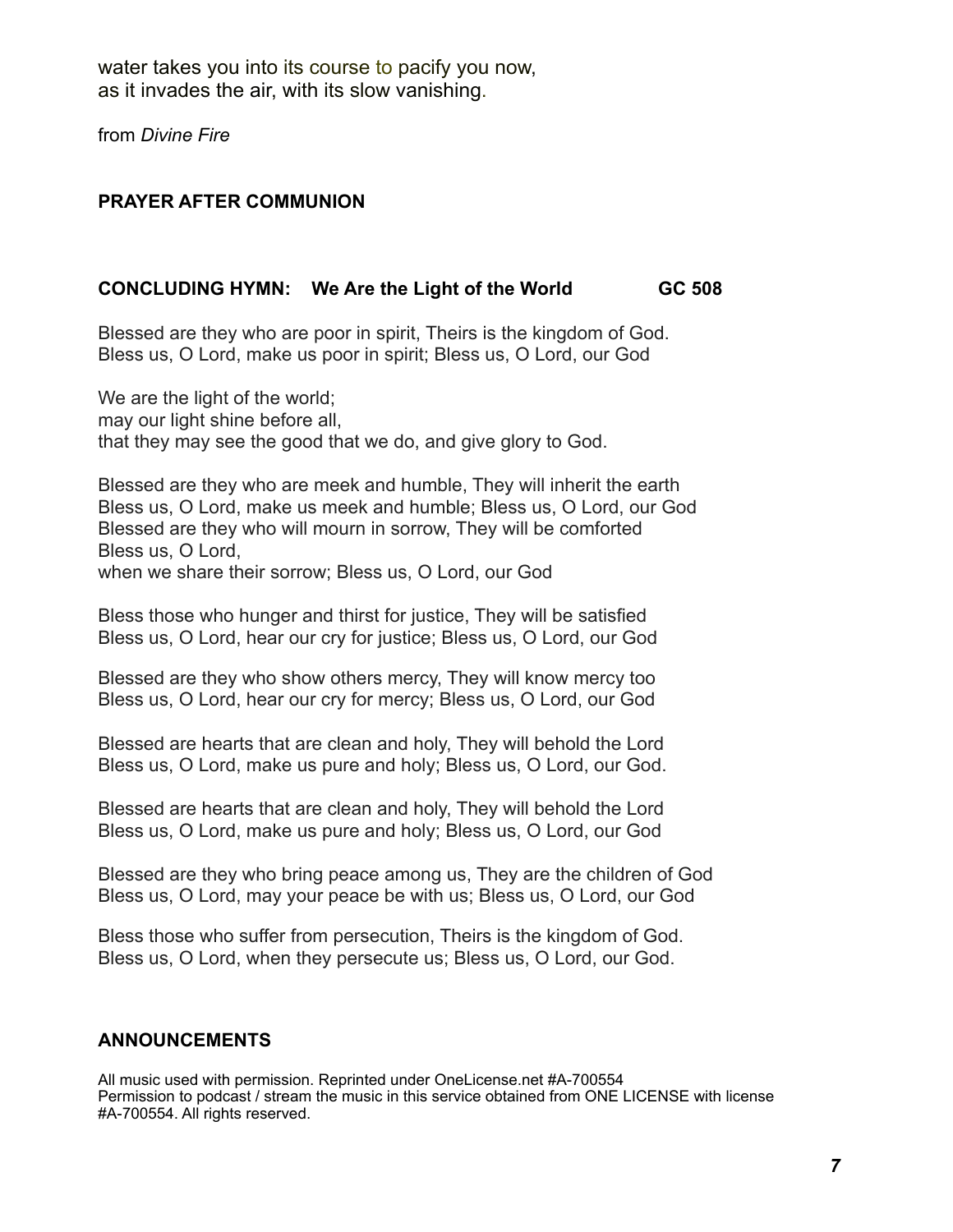water takes you into its course to pacify you now,
as it invades the air, with its slow vanishing.

from *Divine Fire*

**PRAYER AFTER COMMUNION**

**CONCLUDING HYMN: We Are the Light of the World GC 508**

Blessed are they who are poor in spirit, Theirs is the kingdom of God.
Bless us, O Lord, make us poor in spirit; Bless us, O Lord, our God

We are the light of the world;
may our light shine before all,
that they may see the good that we do, and give glory to God.

Blessed are they who are meek and humble, They will inherit the earth
Bless us, O Lord, make us meek and humble; Bless us, O Lord, our God
Blessed are they who will mourn in sorrow, They will be comforted
Bless us, O Lord,
when we share their sorrow; Bless us, O Lord, our God

Bless those who hunger and thirst for justice, They will be satisfied
Bless us, O Lord, hear our cry for justice; Bless us, O Lord, our God

Blessed are they who show others mercy, They will know mercy too
Bless us, O Lord, hear our cry for mercy; Bless us, O Lord, our God

Blessed are hearts that are clean and holy, They will behold the Lord
Bless us, O Lord, make us pure and holy; Bless us, O Lord, our God.

Blessed are hearts that are clean and holy, They will behold the Lord
Bless us, O Lord, make us pure and holy; Bless us, O Lord, our God

Blessed are they who bring peace among us, They are the children of God
Bless us, O Lord, may your peace be with us; Bless us, O Lord, our God

Bless those who suffer from persecution, Theirs is the kingdom of God.
Bless us, O Lord, when they persecute us; Bless us, O Lord, our God.

**ANNOUNCEMENTS**

All music used with permission. Reprinted under OneLicense.net #A-700554
Permission to podcast / stream the music in this service obtained from ONE LICENSE with license #A-700554. All rights reserved.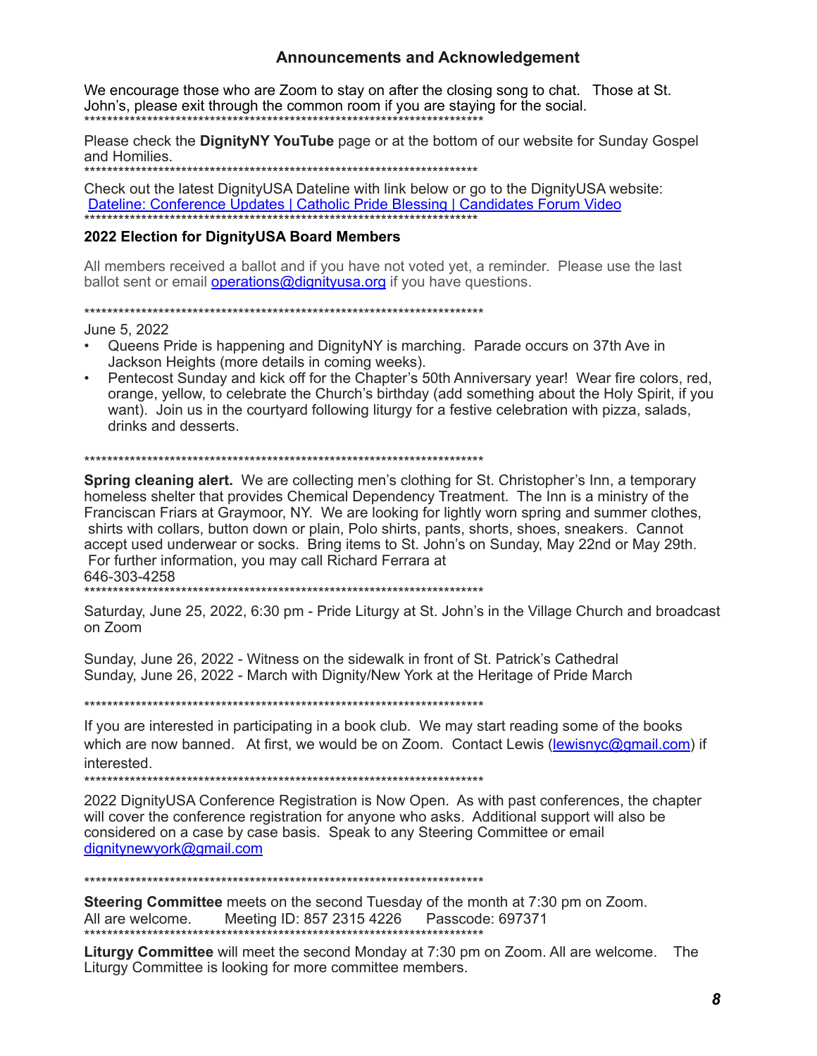## Announcements and Acknowledgement

We encourage those who are Zoom to stay on after the closing song to chat. Those at St. John's, please exit through the common room if you are staying for the social.

*************************************************************************

Please check the **DignityNY YouTube** page or at the bottom of our website for Sunday Gospel and Homilies.

*************************************************************************

Check out the latest DignityUSA Dateline with link below or go to the DignityUSA website:
Dateline: Conference Updates | Catholic Pride Blessing | Candidates Forum Video

*************************************************************************

### 2022 Election for DignityUSA Board Members

All members received a ballot and if you have not voted yet, a reminder. Please use the last ballot sent or email operations@dignityusa.org if you have questions.

*************************************************************************

June 5, 2022

- Queens Pride is happening and DignityNY is marching. Parade occurs on 37th Ave in Jackson Heights (more details in coming weeks).
- Pentecost Sunday and kick off for the Chapter's 50th Anniversary year! Wear fire colors, red, orange, yellow, to celebrate the Church's birthday (add something about the Holy Spirit, if you want). Join us in the courtyard following liturgy for a festive celebration with pizza, salads, drinks and desserts.

*************************************************************************

**Spring cleaning alert.** We are collecting men's clothing for St. Christopher's Inn, a temporary homeless shelter that provides Chemical Dependency Treatment. The Inn is a ministry of the Franciscan Friars at Graymoor, NY. We are looking for lightly worn spring and summer clothes, shirts with collars, button down or plain, Polo shirts, pants, shorts, shoes, sneakers. Cannot accept used underwear or socks. Bring items to St. John's on Sunday, May 22nd or May 29th. For further information, you may call Richard Ferrara at 646-303-4258

*************************************************************************

Saturday, June 25, 2022, 6:30 pm - Pride Liturgy at St. John's in the Village Church and broadcast on Zoom

Sunday, June 26, 2022 - Witness on the sidewalk in front of St. Patrick's Cathedral
Sunday, June 26, 2022 - March with Dignity/New York at the Heritage of Pride March

*************************************************************************

If you are interested in participating in a book club. We may start reading some of the books which are now banned. At first, we would be on Zoom. Contact Lewis (lewisnyc@gmail.com) if interested.

*************************************************************************

2022 DignityUSA Conference Registration is Now Open. As with past conferences, the chapter will cover the conference registration for anyone who asks. Additional support will also be considered on a case by case basis. Speak to any Steering Committee or email dignitynewyork@gmail.com

*************************************************************************

**Steering Committee** meets on the second Tuesday of the month at 7:30 pm on Zoom. All are welcome. Meeting ID: 857 2315 4226 Passcode: 697371

*************************************************************************

**Liturgy Committee** will meet the second Monday at 7:30 pm on Zoom. All are welcome. The Liturgy Committee is looking for more committee members.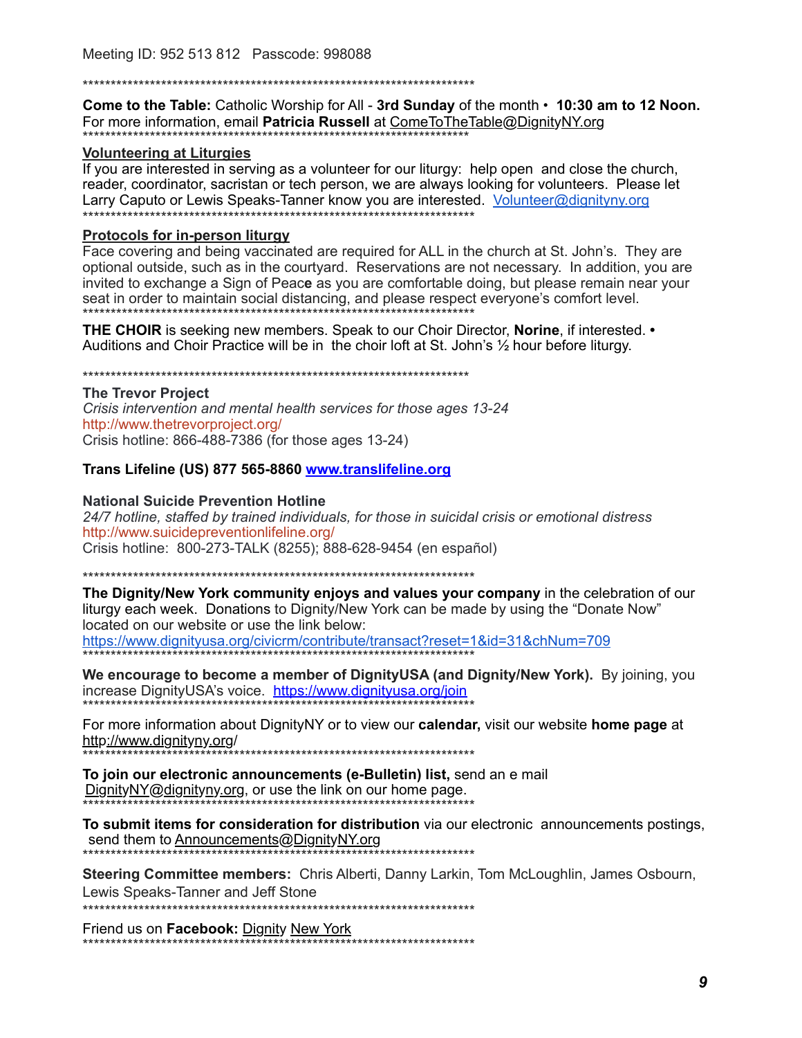Meeting ID: 952 513 812   Passcode: 998088

************************************************************************

**Come to the Table:** Catholic Worship for All - **3rd Sunday** of the month • **10:30 am to 12 Noon.** For more information, email **Patricia Russell** at ComeToTheTable@DignityNY.org

************************************************************************

**Volunteering at Liturgies**

If you are interested in serving as a volunteer for our liturgy: help open and close the church, reader, coordinator, sacristan or tech person, we are always looking for volunteers. Please let Larry Caputo or Lewis Speaks-Tanner know you are interested. Volunteer@dignityny.org

************************************************************************

**Protocols for in-person liturgy**

Face covering and being vaccinated are required for ALL in the church at St. John's. They are optional outside, such as in the courtyard. Reservations are not necessary. In addition, you are invited to exchange a Sign of Peace as you are comfortable doing, but please remain near your seat in order to maintain social distancing, and please respect everyone's comfort level.

************************************************************************

**THE CHOIR** is seeking new members. Speak to our Choir Director, **Norine**, if interested. • Auditions and Choir Practice will be in the choir loft at St. John's ½ hour before liturgy.

************************************************************************

**The Trevor Project**

*Crisis intervention and mental health services for those ages 13-24*

http://www.thetrevorproject.org/

Crisis hotline: 866-488-7386 (for those ages 13-24)

**Trans Lifeline (US) 877 565-8860 www.translifeline.org**

**National Suicide Prevention Hotline**

*24/7 hotline, staffed by trained individuals, for those in suicidal crisis or emotional distress*

http://www.suicidepreventionlifeline.org/

Crisis hotline: 800-273-TALK (8255); 888-628-9454 (en español)

************************************************************************

**The Dignity/New York community enjoys and values your company** in the celebration of our liturgy each week. Donations to Dignity/New York can be made by using the "Donate Now" located on our website or use the link below:

https://www.dignityusa.org/civicrm/contribute/transact?reset=1&id=31&chNum=709

************************************************************************

**We encourage to become a member of DignityUSA (and Dignity/New York).** By joining, you increase DignityUSA's voice. https://www.dignityusa.org/join

************************************************************************

For more information about DignityNY or to view our **calendar,** visit our website **home page** at http://www.dignityny.org/

************************************************************************

**To join our electronic announcements (e-Bulletin) list,** send an e mail DignityNY@dignityny.org, or use the link on our home page.

************************************************************************

**To submit items for consideration for distribution** via our electronic announcements postings, send them to Announcements@DignityNY.org

************************************************************************

**Steering Committee members:** Chris Alberti, Danny Larkin, Tom McLoughlin, James Osbourn, Lewis Speaks-Tanner and Jeff Stone

************************************************************************

Friend us on **Facebook:** Dignity New York

************************************************************************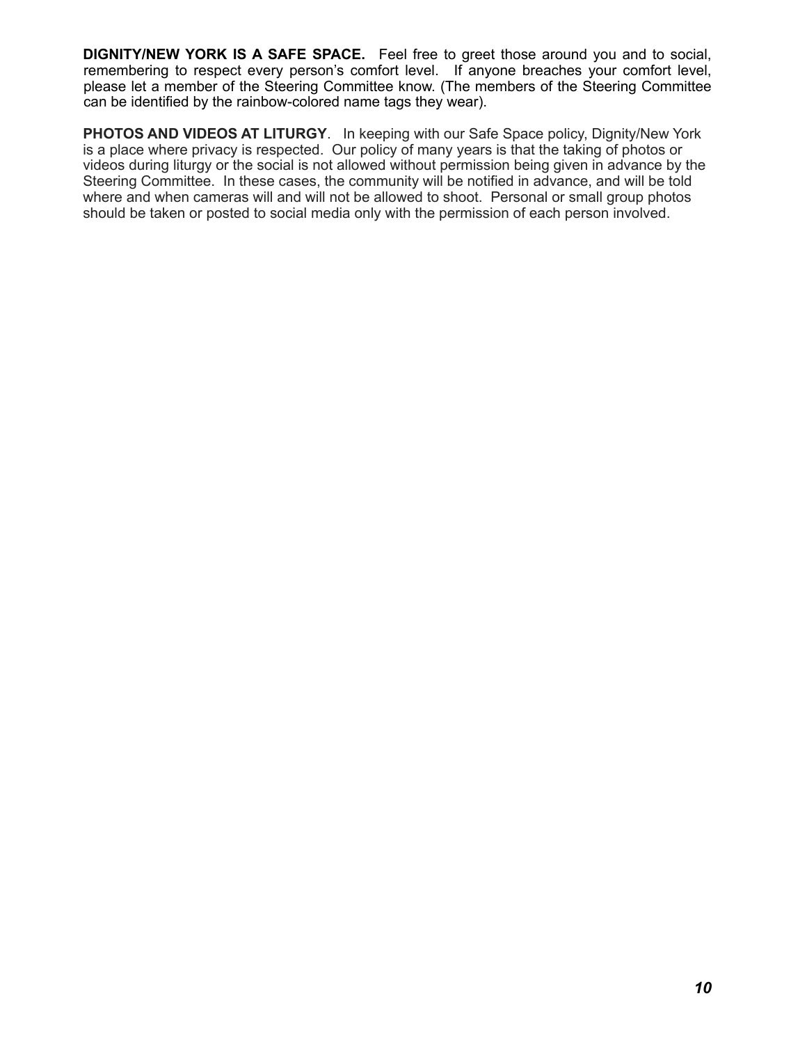**DIGNITY/NEW YORK IS A SAFE SPACE.** Feel free to greet those around you and to social, remembering to respect every person's comfort level. If anyone breaches your comfort level, please let a member of the Steering Committee know. (The members of the Steering Committee can be identified by the rainbow-colored name tags they wear).

**PHOTOS AND VIDEOS AT LITURGY**. In keeping with our Safe Space policy, Dignity/New York is a place where privacy is respected. Our policy of many years is that the taking of photos or videos during liturgy or the social is not allowed without permission being given in advance by the Steering Committee. In these cases, the community will be notified in advance, and will be told where and when cameras will and will not be allowed to shoot. Personal or small group photos should be taken or posted to social media only with the permission of each person involved.